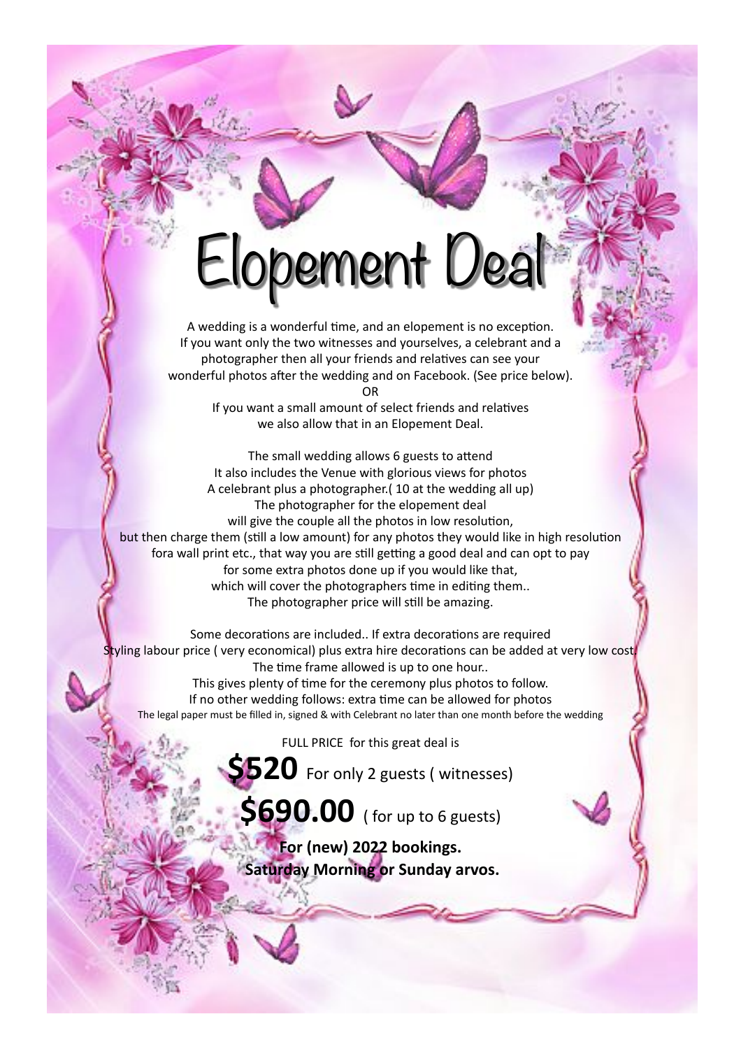# Elopement Deal

A wedding is a wonderful time, and an elopement is no exception.
If you want only the two witnesses and yourselves, a celebrant and a photographer then all your friends and relatives can see your wonderful photos after the wedding and on Facebook. (See price below).

OR

If you want a small amount of select friends and relatives we also allow that in an Elopement Deal.

The small wedding allows 6 guests to attend
It also includes the Venue with glorious views for photos
A celebrant plus a photographer.( 10 at the wedding all up)
The photographer for the elopement deal
will give the couple all the photos in low resolution,
but then charge them (still a low amount) for any photos they would like in high resolution fora wall print etc., that way you are still getting a good deal and can opt to pay for some extra photos done up if you would like that,
which will cover the photographers time in editing them..
The photographer price will still be amazing.

Some decorations are included.. If extra decorations are required
Styling labour price ( very economical) plus extra hire decorations can be added at very low cost.
The time frame allowed is up to one hour..
This gives plenty of time for the ceremony plus photos to follow.
If no other wedding follows: extra time can be allowed for photos
The legal paper must be filled in, signed & with Celebrant no later than one month before the wedding

FULL PRICE for this great deal is

**$520** For only 2 guests ( witnesses)

**$690.00** ( for up to 6 guests)

**For (new) 2022 bookings.**
**Saturday Morning or Sunday arvos.**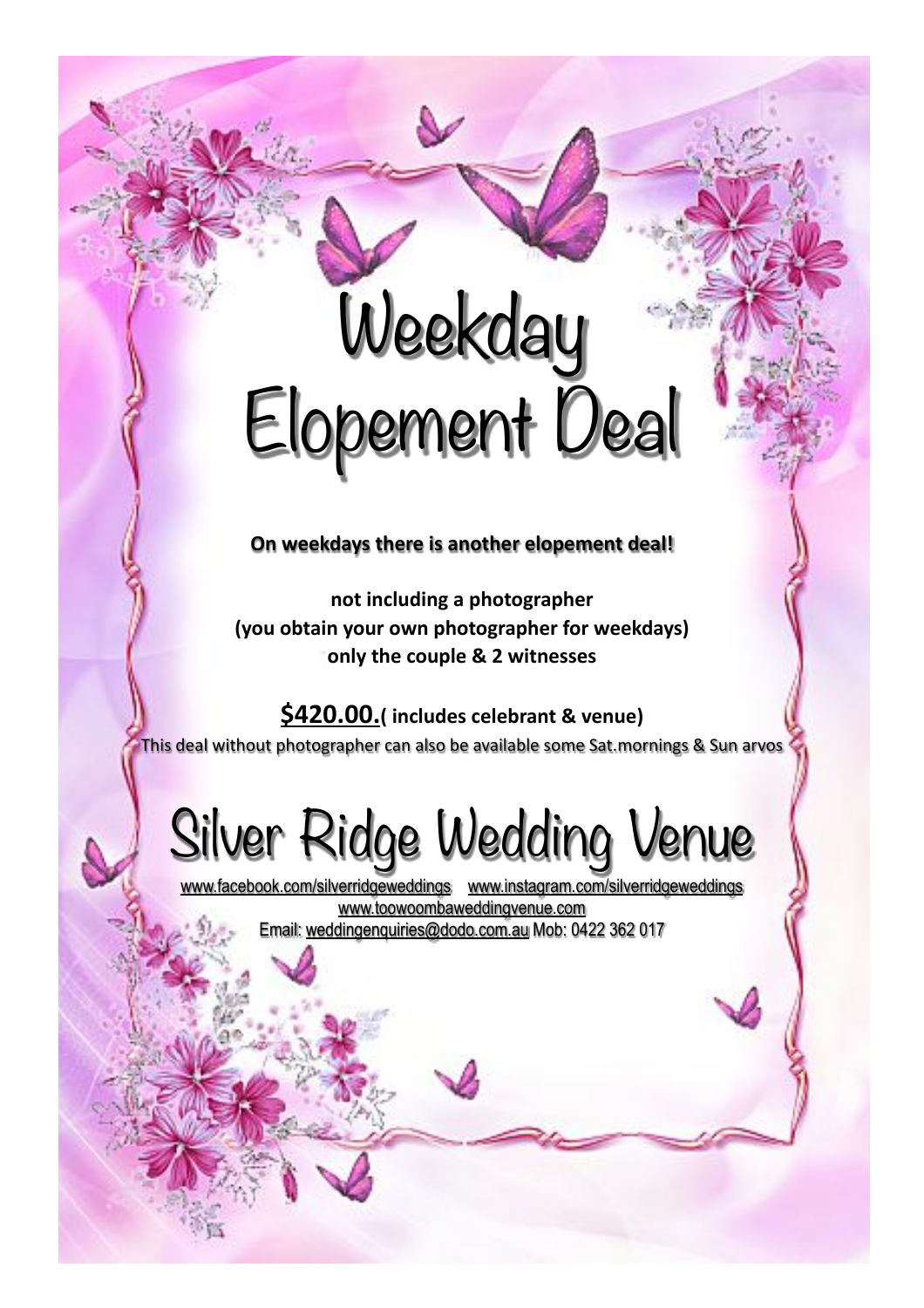# Weekday Elopement Deal

**On weekdays there is another elopement deal!**

**not including a photographer**
**(you obtain your own photographer for weekdays)**
**only the couple & 2 witnesses**

**$420.00.( includes celebrant & venue)**

This deal without photographer can also be available some Sat.mornings & Sun arvos

# Silver Ridge Wedding Venue

www.facebook.com/silverridgeweddings www.instagram.com/silverridgeweddings
www.toowoombaweddingvenue.com
Email: weddingenquiries@dodo.com.au Mob: 0422 362 017